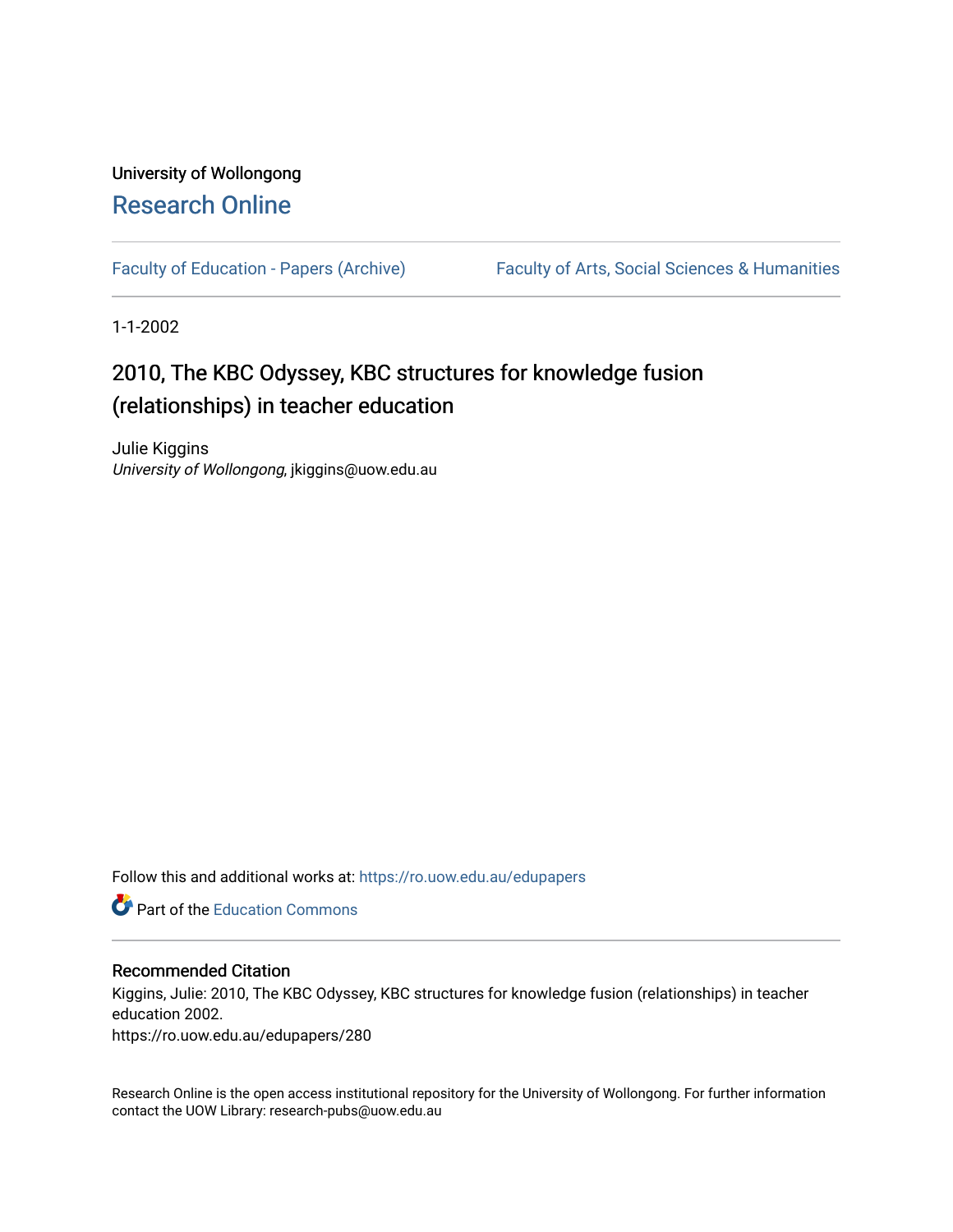University of Wollongong

# Research Online

Faculty of Education - Papers (Archive)

Faculty of Arts, Social Sciences & Humanities

1-1-2002

## 2010, The KBC Odyssey, KBC structures for knowledge fusion (relationships) in teacher education

Julie Kiggins
*University of Wollongong*, jkiggins@uow.edu.au

Follow this and additional works at: https://ro.uow.edu.au/edupapers

Part of the Education Commons

### Recommended Citation

Kiggins, Julie: 2010, The KBC Odyssey, KBC structures for knowledge fusion (relationships) in teacher education 2002.
https://ro.uow.edu.au/edupapers/280

Research Online is the open access institutional repository for the University of Wollongong. For further information contact the UOW Library: research-pubs@uow.edu.au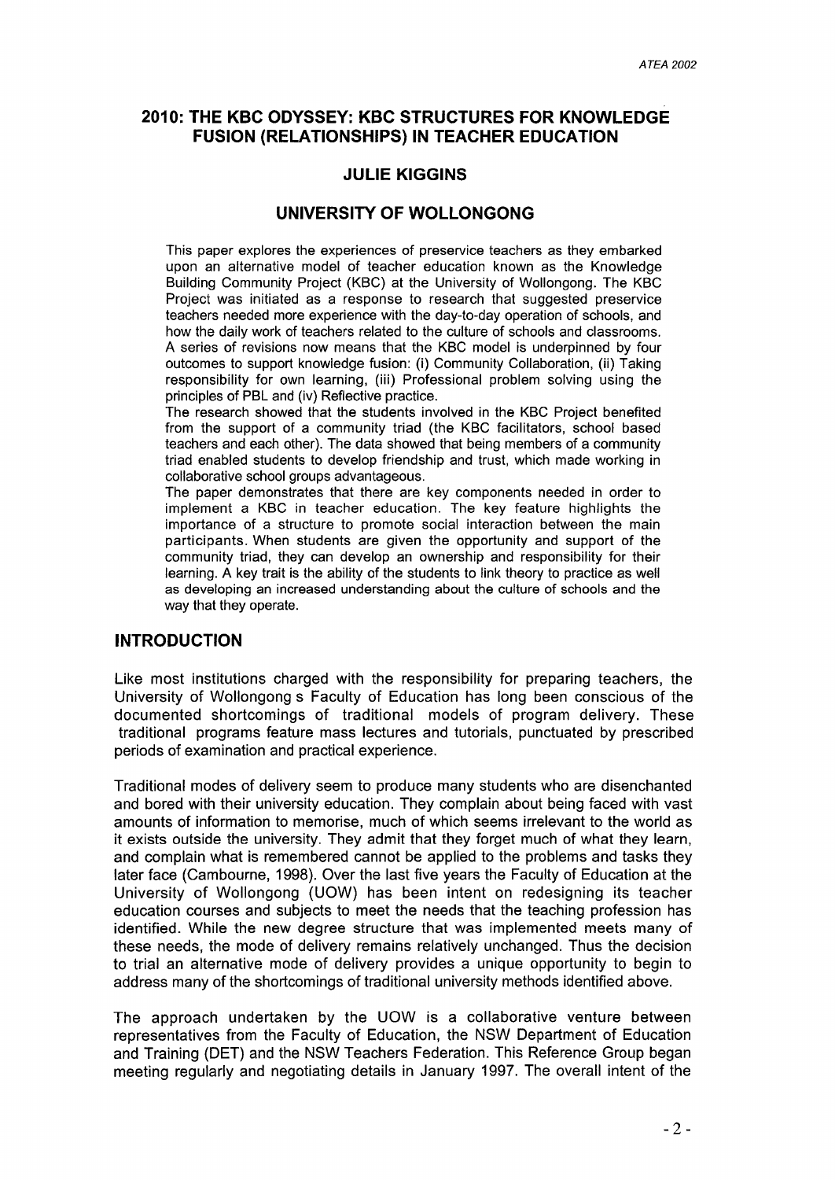## 2010: THE KBC ODYSSEY: KBC STRUCTURES FOR KNOWLEDGE FUSION (RELATIONSHIPS) IN TEACHER EDUCATION

### JULIE KIGGINS

### UNIVERSITY OF WOLLONGONG

This paper explores the experiences of preservice teachers as they embarked upon an alternative model of teacher education known as the Knowledge Building Community Project (KBC) at the University of Wollongong. The KBC Project was initiated as a response to research that suggested preservice teachers needed more experience with the day-to-day operation of schools, and how the daily work of teachers related to the culture of schools and classrooms. A series of revisions now means that the KBC model is underpinned by four outcomes to support knowledge fusion: (i) Community Collaboration, (ii) Taking responsibility for own learning, (iii) Professional problem solving using the principles of PBL and (iv) Reflective practice.

The research showed that the students involved in the KBC Project benefited from the support of a community triad (the KBC facilitators, school based teachers and each other). The data showed that being members of a community triad enabled students to develop friendship and trust, which made working in collaborative school groups advantageous.

The paper demonstrates that there are key components needed in order to implement a KBC in teacher education. The key feature highlights the importance of a structure to promote social interaction between the main participants. When students are given the opportunity and support of the community triad, they can develop an ownership and responsibility for their learning. A key trait is the ability of the students to link theory to practice as well as developing an increased understanding about the culture of schools and the way that they operate.

## INTRODUCTION

Like most institutions charged with the responsibility for preparing teachers, the University of Wollongong s Faculty of Education has long been conscious of the documented shortcomings of traditional models of program delivery. These traditional programs feature mass lectures and tutorials, punctuated by prescribed periods of examination and practical experience.

Traditional modes of delivery seem to produce many students who are disenchanted and bored with their university education. They complain about being faced with vast amounts of information to memorise, much of which seems irrelevant to the world as it exists outside the university. They admit that they forget much of what they learn, and complain what is remembered cannot be applied to the problems and tasks they later face (Cambourne, 1998). Over the last five years the Faculty of Education at the University of Wollongong (UOW) has been intent on redesigning its teacher education courses and subjects to meet the needs that the teaching profession has identified. While the new degree structure that was implemented meets many of these needs, the mode of delivery remains relatively unchanged. Thus the decision to trial an alternative mode of delivery provides a unique opportunity to begin to address many of the shortcomings of traditional university methods identified above.

The approach undertaken by the UOW is a collaborative venture between representatives from the Faculty of Education, the NSW Department of Education and Training (DET) and the NSW Teachers Federation. This Reference Group began meeting regularly and negotiating details in January 1997. The overall intent of the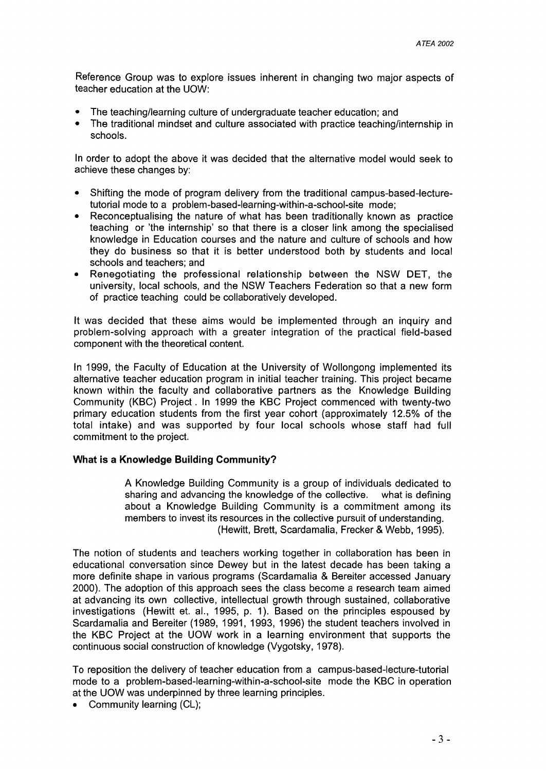Reference Group was to explore issues inherent in changing two major aspects of teacher education at the UOW:

- The teaching/learning culture of undergraduate teacher education; and
- The traditional mindset and culture associated with practice teaching/internship in schools.

In order to adopt the above it was decided that the alternative model would seek to achieve these changes by:

- Shifting the mode of program delivery from the traditional campus-based-lecture-tutorial mode to a problem-based-learning-within-a-school-site mode;
- Reconceptualising the nature of what has been traditionally known as practice teaching or 'the internship' so that there is a closer link among the specialised knowledge in Education courses and the nature and culture of schools and how they do business so that it is better understood both by students and local schools and teachers; and
- Renegotiating the professional relationship between the NSW DET, the university, local schools, and the NSW Teachers Federation so that a new form of practice teaching could be collaboratively developed.

It was decided that these aims would be implemented through an inquiry and problem-solving approach with a greater integration of the practical field-based component with the theoretical content.

In 1999, the Faculty of Education at the University of Wollongong implemented its alternative teacher education program in initial teacher training. This project became known within the faculty and collaborative partners as the Knowledge Building Community (KBC) Project . In 1999 the KBC Project commenced with twenty-two primary education students from the first year cohort (approximately 12.5% of the total intake) and was supported by four local schools whose staff had full commitment to the project.

**What is a Knowledge Building Community?**

> A Knowledge Building Community is a group of individuals dedicated to sharing and advancing the knowledge of the collective. what is defining about a Knowledge Building Community is a commitment among its members to invest its resources in the collective pursuit of understanding.
> (Hewitt, Brett, Scardamalia, Frecker & Webb, 1995).

The notion of students and teachers working together in collaboration has been in educational conversation since Dewey but in the latest decade has been taking a more definite shape in various programs (Scardamalia & Bereiter accessed January 2000). The adoption of this approach sees the class become a research team aimed at advancing its own collective, intellectual growth through sustained, collaborative investigations (Hewitt et. al., 1995, p. 1). Based on the principles espoused by Scardamalia and Bereiter (1989, 1991, 1993, 1996) the student teachers involved in the KBC Project at the UOW work in a learning environment that supports the continuous social construction of knowledge (Vygotsky, 1978).

To reposition the delivery of teacher education from a campus-based-lecture-tutorial mode to a problem-based-learning-within-a-school-site mode the KBC in operation at the UOW was underpinned by three learning principles.

- Community learning (CL);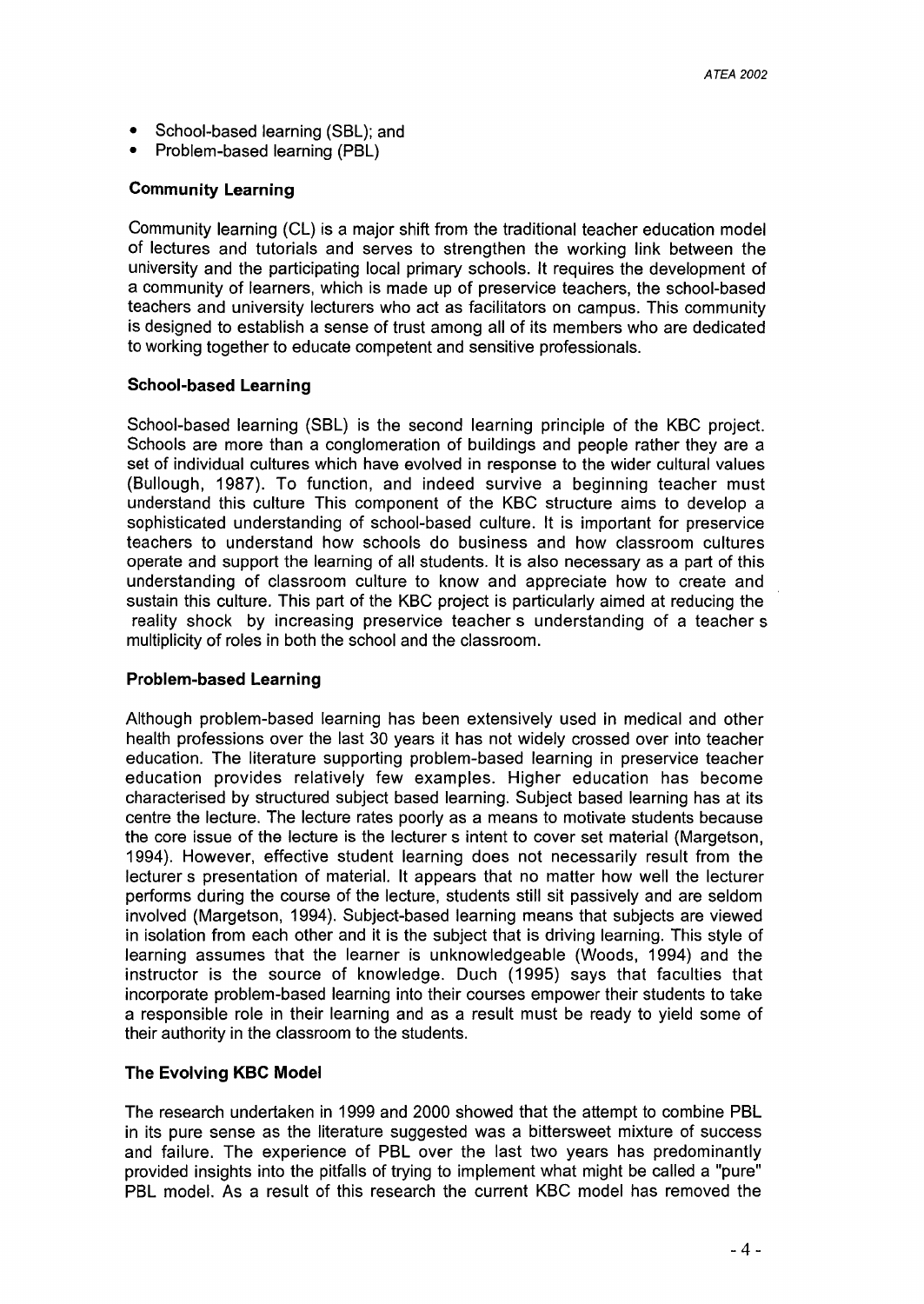- School-based learning (SBL); and
- Problem-based learning (PBL)

### Community Learning

Community learning (CL) is a major shift from the traditional teacher education model of lectures and tutorials and serves to strengthen the working link between the university and the participating local primary schools. It requires the development of a community of learners, which is made up of preservice teachers, the school-based teachers and university lecturers who act as facilitators on campus. This community is designed to establish a sense of trust among all of its members who are dedicated to working together to educate competent and sensitive professionals.

### School-based Learning

School-based learning (SBL) is the second learning principle of the KBC project. Schools are more than a conglomeration of buildings and people rather they are a set of individual cultures which have evolved in response to the wider cultural values (Bullough, 1987). To function, and indeed survive a beginning teacher must understand this culture This component of the KBC structure aims to develop a sophisticated understanding of school-based culture. It is important for preservice teachers to understand how schools do business and how classroom cultures operate and support the learning of all students. It is also necessary as a part of this understanding of classroom culture to know and appreciate how to create and sustain this culture. This part of the KBC project is particularly aimed at reducing the reality shock by increasing preservice teacher s understanding of a teacher s multiplicity of roles in both the school and the classroom.

### Problem-based Learning

Although problem-based learning has been extensively used in medical and other health professions over the last 30 years it has not widely crossed over into teacher education. The literature supporting problem-based learning in preservice teacher education provides relatively few examples. Higher education has become characterised by structured subject based learning. Subject based learning has at its centre the lecture. The lecture rates poorly as a means to motivate students because the core issue of the lecture is the lecturer s intent to cover set material (Margetson, 1994). However, effective student learning does not necessarily result from the lecturer s presentation of material. It appears that no matter how well the lecturer performs during the course of the lecture, students still sit passively and are seldom involved (Margetson, 1994). Subject-based learning means that subjects are viewed in isolation from each other and it is the subject that is driving learning. This style of learning assumes that the learner is unknowledgeable (Woods, 1994) and the instructor is the source of knowledge. Duch (1995) says that faculties that incorporate problem-based learning into their courses empower their students to take a responsible role in their learning and as a result must be ready to yield some of their authority in the classroom to the students.

### The Evolving KBC Model

The research undertaken in 1999 and 2000 showed that the attempt to combine PBL in its pure sense as the literature suggested was a bittersweet mixture of success and failure. The experience of PBL over the last two years has predominantly provided insights into the pitfalls of trying to implement what might be called a "pure" PBL model. As a result of this research the current KBC model has removed the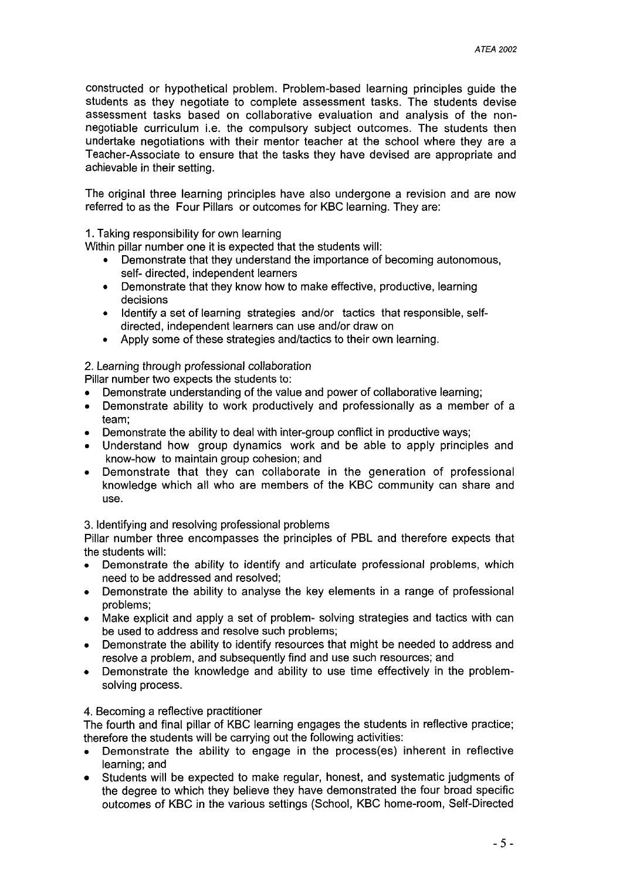constructed or hypothetical problem. Problem-based learning principles guide the students as they negotiate to complete assessment tasks. The students devise assessment tasks based on collaborative evaluation and analysis of the non-negotiable curriculum i.e. the compulsory subject outcomes. The students then undertake negotiations with their mentor teacher at the school where they are a Teacher-Associate to ensure that the tasks they have devised are appropriate and achievable in their setting.

The original three learning principles have also undergone a revision and are now referred to as the Four Pillars or outcomes for KBC learning. They are:

1. Taking responsibility for own learning

Within pillar number one it is expected that the students will:

- Demonstrate that they understand the importance of becoming autonomous, self- directed, independent learners
- Demonstrate that they know how to make effective, productive, learning decisions
- Identify a set of learning strategies and/or tactics that responsible, self-directed, independent learners can use and/or draw on
- Apply some of these strategies and/tactics to their own learning.

2. *Learning through professional collaboration*

Pillar number two expects the students to:

- Demonstrate understanding of the value and power of collaborative learning;
- Demonstrate ability to work productively and professionally as a member of a team;
- Demonstrate the ability to deal with inter-group conflict in productive ways;
- Understand how group dynamics work and be able to apply principles and know-how to maintain group cohesion; and
- Demonstrate that they can collaborate in the generation of professional knowledge which all who are members of the KBC community can share and use.

3. Identifying and resolving professional problems

Pillar number three encompasses the principles of PBL and therefore expects that the students will:

- Demonstrate the ability to identify and articulate professional problems, which need to be addressed and resolved;
- Demonstrate the ability to analyse the key elements in a range of professional problems;
- Make explicit and apply a set of problem- solving strategies and tactics with can be used to address and resolve such problems;
- Demonstrate the ability to identify resources that might be needed to address and resolve a problem, and subsequently find and use such resources; and
- Demonstrate the knowledge and ability to use time effectively in the problem-solving process.

4. Becoming a reflective practitioner

The fourth and final pillar of KBC learning engages the students in reflective practice; therefore the students will be carrying out the following activities:

- Demonstrate the ability to engage in the process(es) inherent in reflective learning; and
- Students will be expected to make regular, honest, and systematic judgments of the degree to which they believe they have demonstrated the four broad specific outcomes of KBC in the various settings (School, KBC home-room, Self-Directed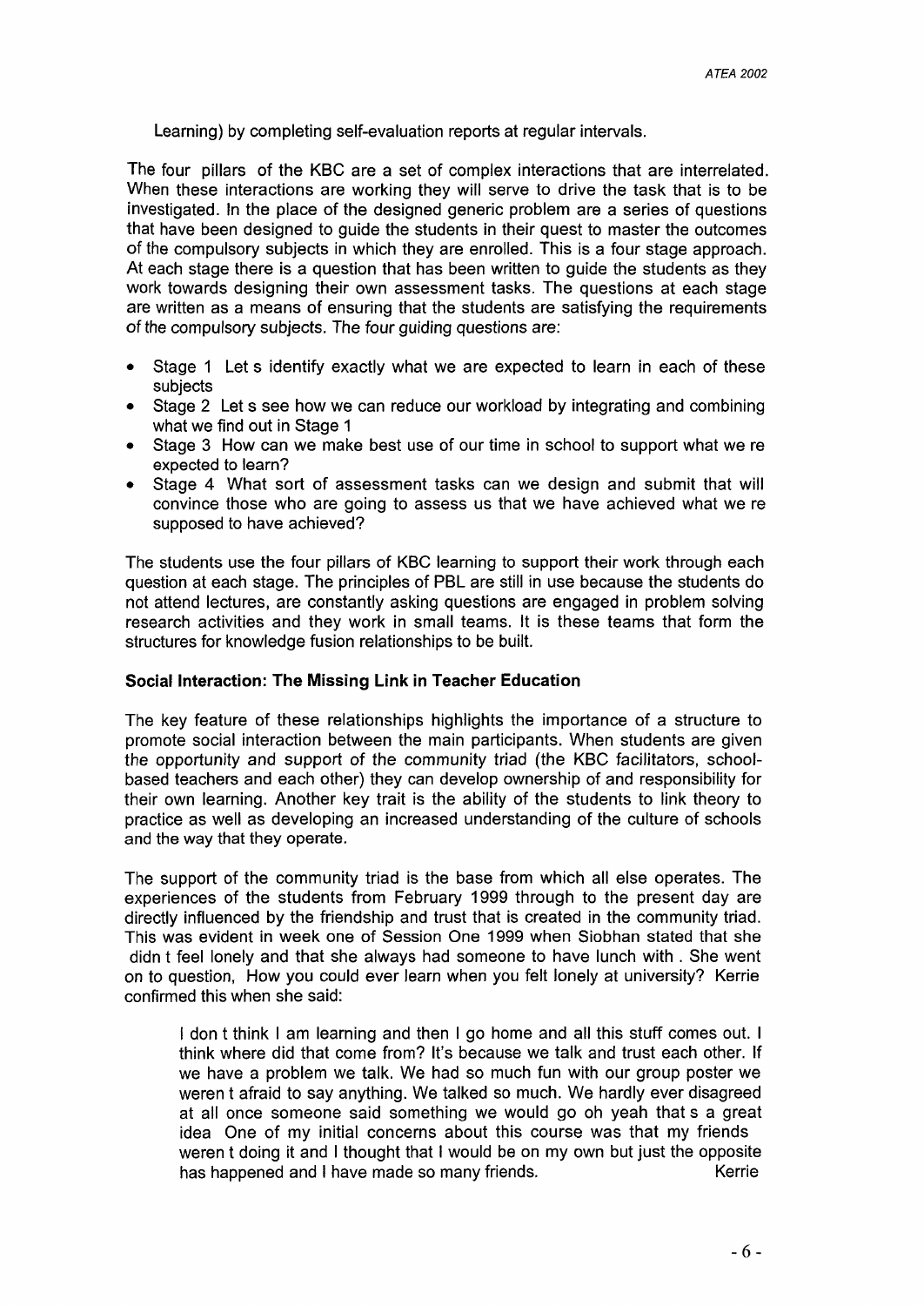Learning) by completing self-evaluation reports at regular intervals.

The four pillars of the KBC are a set of complex interactions that are interrelated. When these interactions are working they will serve to drive the task that is to be investigated. In the place of the designed generic problem are a series of questions that have been designed to guide the students in their quest to master the outcomes of the compulsory subjects in which they are enrolled. This is a four stage approach. At each stage there is a question that has been written to guide the students as they work towards designing their own assessment tasks. The questions at each stage are written as a means of ensuring that the students are satisfying the requirements of the compulsory subjects. The four guiding questions are:

- Stage 1 Let s identify exactly what we are expected to learn in each of these subjects
- Stage 2 Let s see how we can reduce our workload by integrating and combining what we find out in Stage 1
- Stage 3 How can we make best use of our time in school to support what we re expected to learn?
- Stage 4 What sort of assessment tasks can we design and submit that will convince those who are going to assess us that we have achieved what we re supposed to have achieved?

The students use the four pillars of KBC learning to support their work through each question at each stage. The principles of PBL are still in use because the students do not attend lectures, are constantly asking questions are engaged in problem solving research activities and they work in small teams. It is these teams that form the structures for knowledge fusion relationships to be built.

**Social Interaction: The Missing Link in Teacher Education**

The key feature of these relationships highlights the importance of a structure to promote social interaction between the main participants. When students are given the opportunity and support of the community triad (the KBC facilitators, school-based teachers and each other) they can develop ownership of and responsibility for their own learning. Another key trait is the ability of the students to link theory to practice as well as developing an increased understanding of the culture of schools and the way that they operate.

The support of the community triad is the base from which all else operates. The experiences of the students from February 1999 through to the present day are directly influenced by the friendship and trust that is created in the community triad. This was evident in week one of Session One 1999 when Siobhan stated that she didn t feel lonely and that she always had someone to have lunch with . She went on to question, How you could ever learn when you felt lonely at university? Kerrie confirmed this when she said:

> I don t think I am learning and then I go home and all this stuff comes out. I think where did that come from? It's because we talk and trust each other. If we have a problem we talk. We had so much fun with our group poster we weren t afraid to say anything. We talked so much. We hardly ever disagreed at all once someone said something we would go oh yeah that s a great idea One of my initial concerns about this course was that my friends weren t doing it and I thought that I would be on my own but just the opposite has happened and I have made so many friends. Kerrie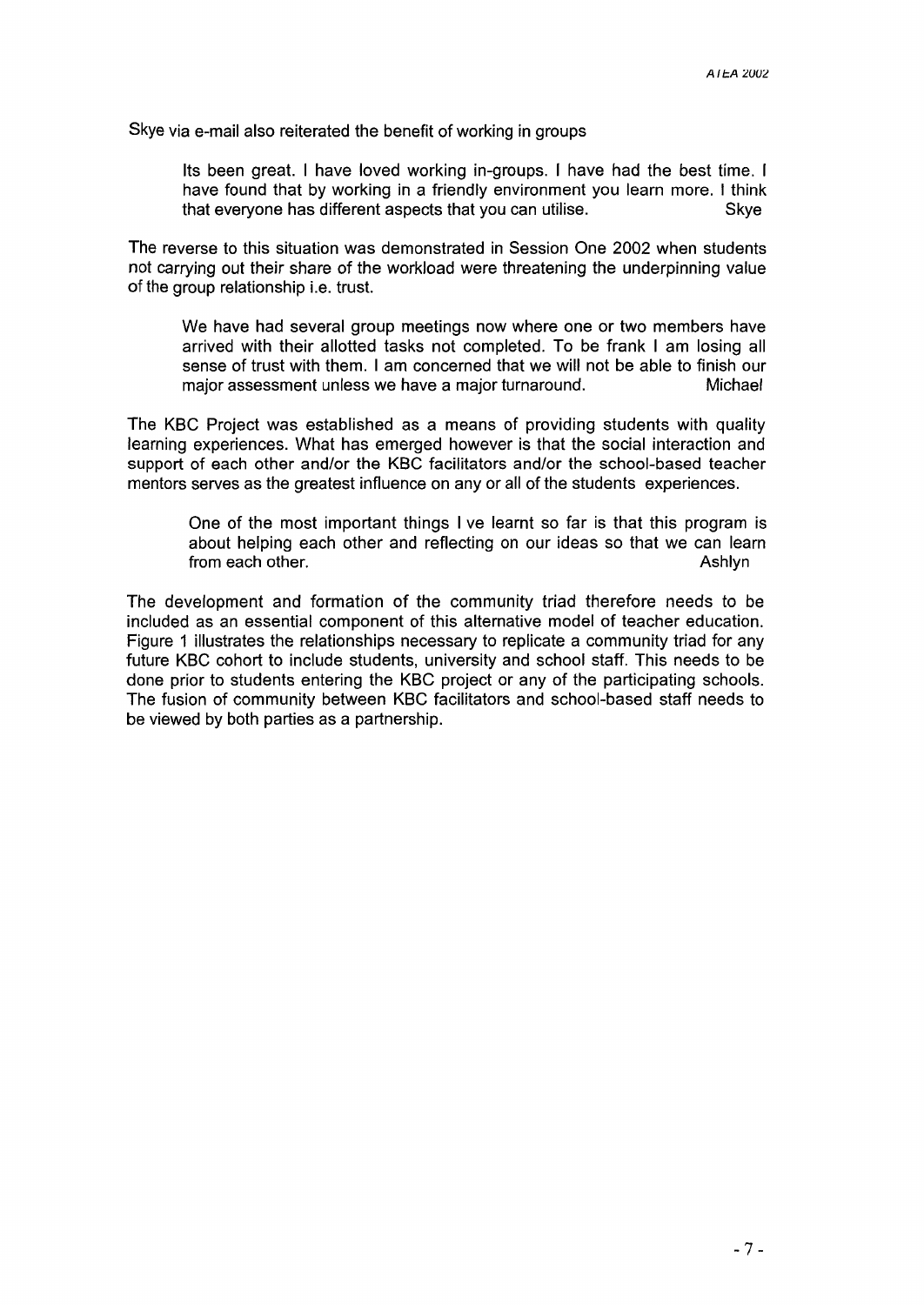Skye via e-mail also reiterated the benefit of working in groups

> Its been great. I have loved working in-groups. I have had the best time. I have found that by working in a friendly environment you learn more. I think that everyone has different aspects that you can utilise. Skye

The reverse to this situation was demonstrated in Session One 2002 when students not carrying out their share of the workload were threatening the underpinning value of the group relationship i.e. trust.

> We have had several group meetings now where one or two members have arrived with their allotted tasks not completed. To be frank I am losing all sense of trust with them. I am concerned that we will not be able to finish our major assessment unless we have a major turnaround. Michael

The KBC Project was established as a means of providing students with quality learning experiences. What has emerged however is that the social interaction and support of each other and/or the KBC facilitators and/or the school-based teacher mentors serves as the greatest influence on any or all of the students experiences.

> One of the most important things I ve learnt so far is that this program is about helping each other and reflecting on our ideas so that we can learn from each other. Ashlyn

The development and formation of the community triad therefore needs to be included as an essential component of this alternative model of teacher education. Figure 1 illustrates the relationships necessary to replicate a community triad for any future KBC cohort to include students, university and school staff. This needs to be done prior to students entering the KBC project or any of the participating schools. The fusion of community between KBC facilitators and school-based staff needs to be viewed by both parties as a partnership.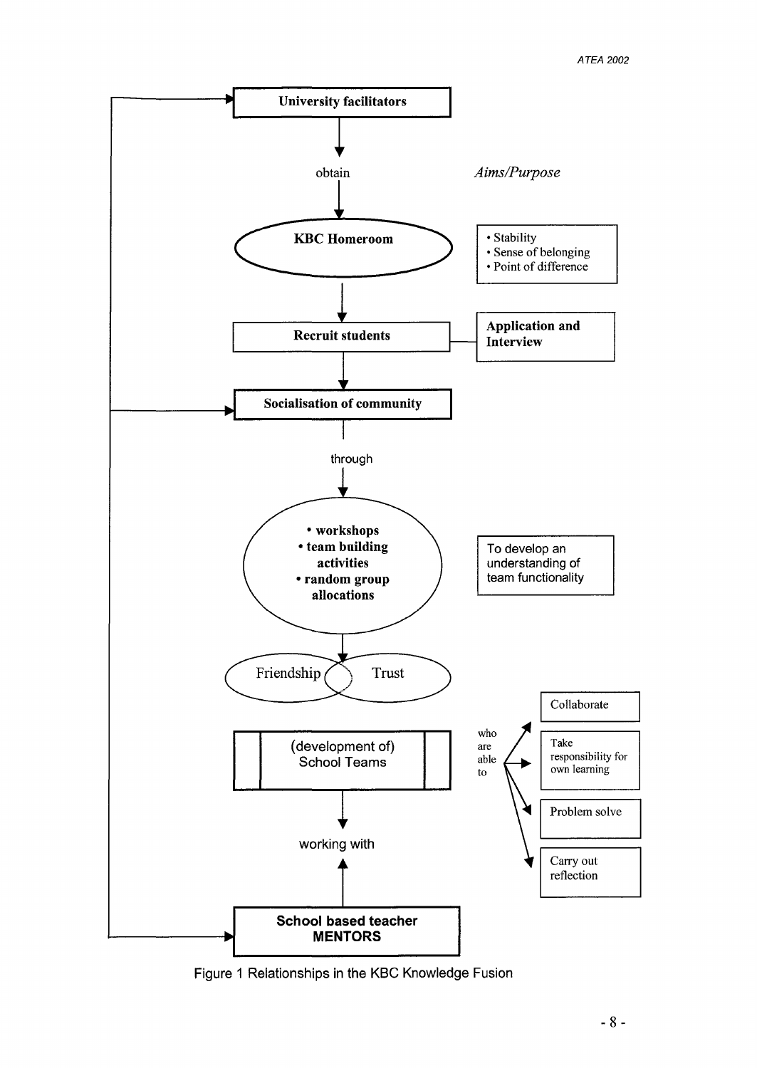University facilitators

obtain

*Aims/Purpose*

**KBC Homeroom**

- Stability
- Sense of belonging
- Point of difference

**Recruit students**

**Application and Interview**

**Socialisation of community**

through

- **workshops**
- **team building activities**
- **random group allocations**

To develop an understanding of team functionality

Friendship

Trust

(development of) School Teams

who are able to

- Collaborate
- Take responsibility for own learning
- Problem solve
- Carry out reflection

working with

**School based teacher MENTORS**

Figure 1 Relationships in the KBC Knowledge Fusion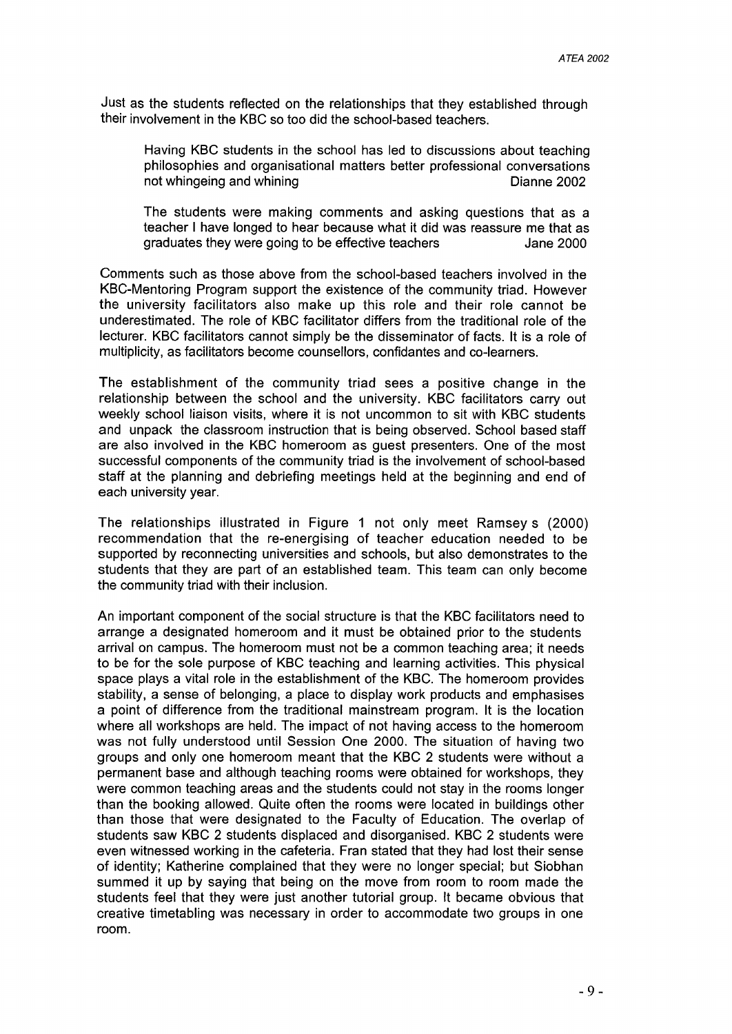Just as the students reflected on the relationships that they established through their involvement in the KBC so too did the school-based teachers.

> Having KBC students in the school has led to discussions about teaching philosophies and organisational matters better professional conversations not whingeing and whining Dianne 2002

> The students were making comments and asking questions that as a teacher I have longed to hear because what it did was reassure me that as graduates they were going to be effective teachers Jane 2000

Comments such as those above from the school-based teachers involved in the KBC-Mentoring Program support the existence of the community triad. However the university facilitators also make up this role and their role cannot be underestimated. The role of KBC facilitator differs from the traditional role of the lecturer. KBC facilitators cannot simply be the disseminator of facts. It is a role of multiplicity, as facilitators become counsellors, confidantes and co-learners.

The establishment of the community triad sees a positive change in the relationship between the school and the university. KBC facilitators carry out weekly school liaison visits, where it is not uncommon to sit with KBC students and unpack the classroom instruction that is being observed. School based staff are also involved in the KBC homeroom as guest presenters. One of the most successful components of the community triad is the involvement of school-based staff at the planning and debriefing meetings held at the beginning and end of each university year.

The relationships illustrated in Figure 1 not only meet Ramsey s (2000) recommendation that the re-energising of teacher education needed to be supported by reconnecting universities and schools, but also demonstrates to the students that they are part of an established team. This team can only become the community triad with their inclusion.

An important component of the social structure is that the KBC facilitators need to arrange a designated homeroom and it must be obtained prior to the students arrival on campus. The homeroom must not be a common teaching area; it needs to be for the sole purpose of KBC teaching and learning activities. This physical space plays a vital role in the establishment of the KBC. The homeroom provides stability, a sense of belonging, a place to display work products and emphasises a point of difference from the traditional mainstream program. It is the location where all workshops are held. The impact of not having access to the homeroom was not fully understood until Session One 2000. The situation of having two groups and only one homeroom meant that the KBC 2 students were without a permanent base and although teaching rooms were obtained for workshops, they were common teaching areas and the students could not stay in the rooms longer than the booking allowed. Quite often the rooms were located in buildings other than those that were designated to the Faculty of Education. The overlap of students saw KBC 2 students displaced and disorganised. KBC 2 students were even witnessed working in the cafeteria. Fran stated that they had lost their sense of identity; Katherine complained that they were no longer special; but Siobhan summed it up by saying that being on the move from room to room made the students feel that they were just another tutorial group. It became obvious that creative timetabling was necessary in order to accommodate two groups in one room.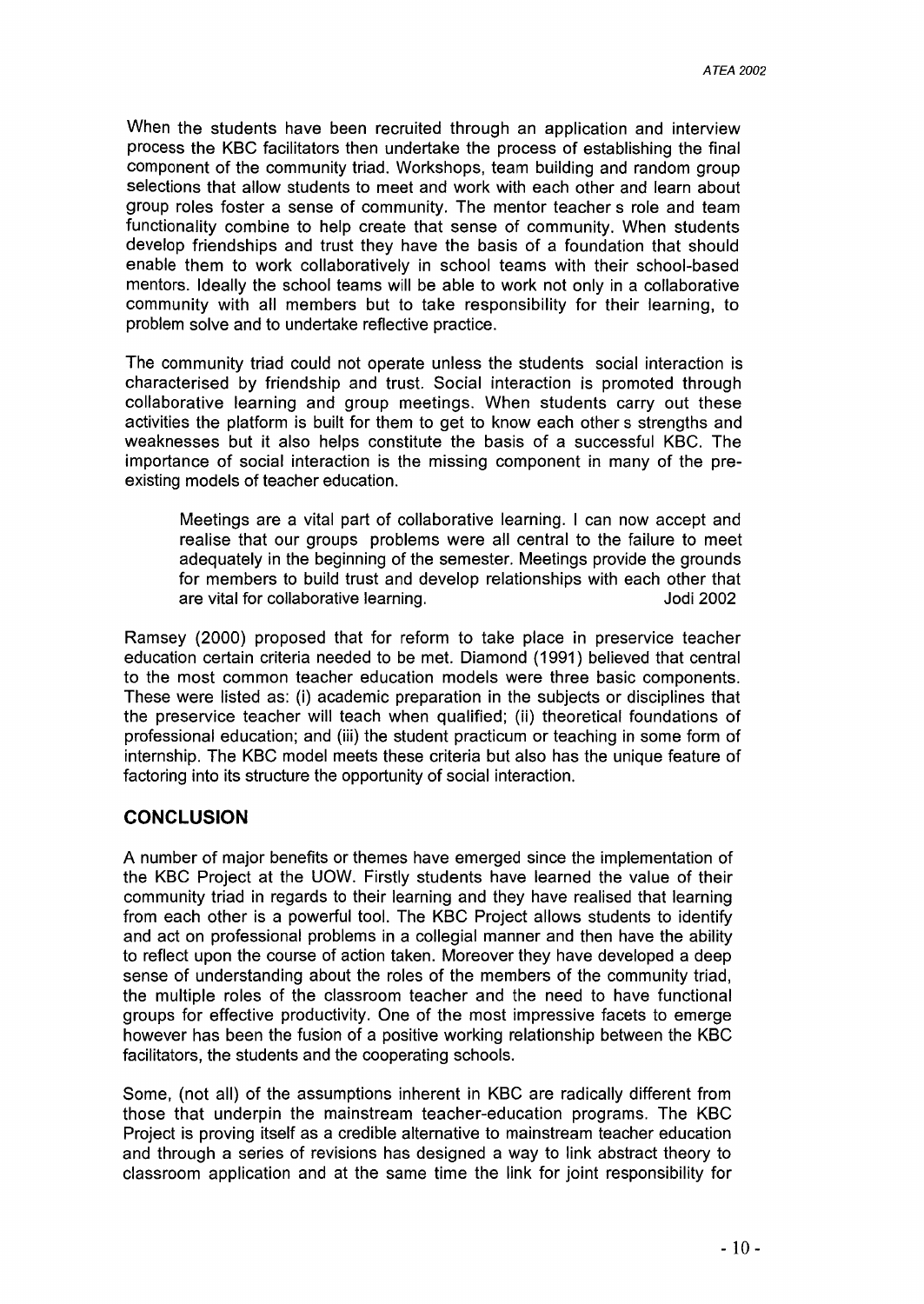When the students have been recruited through an application and interview process the KBC facilitators then undertake the process of establishing the final component of the community triad. Workshops, team building and random group selections that allow students to meet and work with each other and learn about group roles foster a sense of community. The mentor teacher s role and team functionality combine to help create that sense of community. When students develop friendships and trust they have the basis of a foundation that should enable them to work collaboratively in school teams with their school-based mentors. Ideally the school teams will be able to work not only in a collaborative community with all members but to take responsibility for their learning, to problem solve and to undertake reflective practice.

The community triad could not operate unless the students social interaction is characterised by friendship and trust. Social interaction is promoted through collaborative learning and group meetings. When students carry out these activities the platform is built for them to get to know each other s strengths and weaknesses but it also helps constitute the basis of a successful KBC. The importance of social interaction is the missing component in many of the pre-existing models of teacher education.

> Meetings are a vital part of collaborative learning. I can now accept and realise that our groups problems were all central to the failure to meet adequately in the beginning of the semester. Meetings provide the grounds for members to build trust and develop relationships with each other that are vital for collaborative learning. Jodi 2002

Ramsey (2000) proposed that for reform to take place in preservice teacher education certain criteria needed to be met. Diamond (1991) believed that central to the most common teacher education models were three basic components. These were listed as: (i) academic preparation in the subjects or disciplines that the preservice teacher will teach when qualified; (ii) theoretical foundations of professional education; and (iii) the student practicum or teaching in some form of internship. The KBC model meets these criteria but also has the unique feature of factoring into its structure the opportunity of social interaction.

## CONCLUSION

A number of major benefits or themes have emerged since the implementation of the KBC Project at the UOW. Firstly students have learned the value of their community triad in regards to their learning and they have realised that learning from each other is a powerful tool. The KBC Project allows students to identify and act on professional problems in a collegial manner and then have the ability to reflect upon the course of action taken. Moreover they have developed a deep sense of understanding about the roles of the members of the community triad, the multiple roles of the classroom teacher and the need to have functional groups for effective productivity. One of the most impressive facets to emerge however has been the fusion of a positive working relationship between the KBC facilitators, the students and the cooperating schools.

Some, (not all) of the assumptions inherent in KBC are radically different from those that underpin the mainstream teacher-education programs. The KBC Project is proving itself as a credible alternative to mainstream teacher education and through a series of revisions has designed a way to link abstract theory to classroom application and at the same time the link for joint responsibility for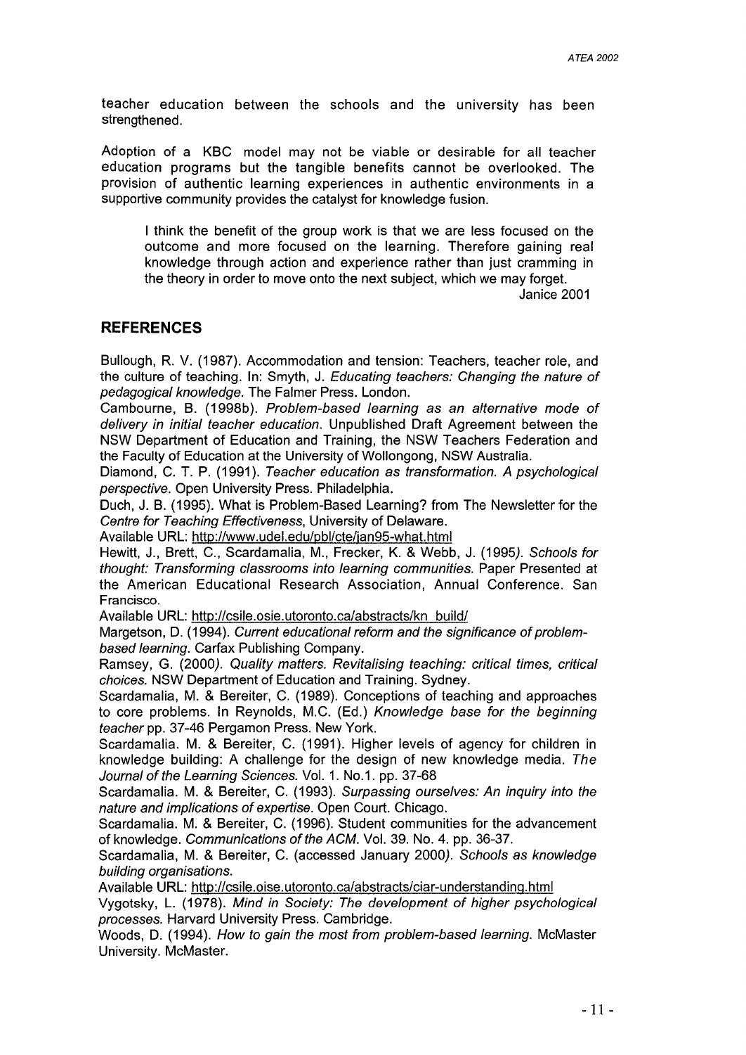teacher education between the schools and the university has been strengthened.

Adoption of a KBC model may not be viable or desirable for all teacher education programs but the tangible benefits cannot be overlooked. The provision of authentic learning experiences in authentic environments in a supportive community provides the catalyst for knowledge fusion.

> I think the benefit of the group work is that we are less focused on the outcome and more focused on the learning. Therefore gaining real knowledge through action and experience rather than just cramming in the theory in order to move onto the next subject, which we may forget.
>
> Janice 2001

## REFERENCES

Bullough, R. V. (1987). Accommodation and tension: Teachers, teacher role, and the culture of teaching. In: Smyth, J. *Educating teachers: Changing the nature of pedagogical knowledge.* The Falmer Press. London.

Cambourne, B. (1998b). *Problem-based learning as an alternative mode of delivery in initial teacher education.* Unpublished Draft Agreement between the NSW Department of Education and Training, the NSW Teachers Federation and the Faculty of Education at the University of Wollongong, NSW Australia.

Diamond, C. T. P. (1991). *Teacher education as transformation. A psychological perspective.* Open University Press. Philadelphia.

Duch, J. B. (1995). What is Problem-Based Learning? from The Newsletter for the *Centre for Teaching Effectiveness*, University of Delaware.
Available URL: http://www.udel.edu/pbl/cte/jan95-what.html

Hewitt, J., Brett, C., Scardamalia, M., Frecker, K. & Webb, J. (1995). *Schools for thought: Transforming classrooms into learning communities.* Paper Presented at the American Educational Research Association, Annual Conference. San Francisco.
Available URL: http://csile.osie.utoronto.ca/abstracts/kn_build/

Margetson, D. (1994). *Current educational reform and the significance of problem-based learning.* Carfax Publishing Company.

Ramsey, G. (2000). *Quality matters. Revitalising teaching: critical times, critical choices.* NSW Department of Education and Training. Sydney.

Scardamalia, M. & Bereiter, C. (1989). Conceptions of teaching and approaches to core problems. In Reynolds, M.C. (Ed.) *Knowledge base for the beginning teacher* pp. 37-46 Pergamon Press. New York.

Scardamalia. M. & Bereiter, C. (1991). Higher levels of agency for children in knowledge building: A challenge for the design of new knowledge media. *The Journal of the Learning Sciences.* Vol. 1. No.1. pp. 37-68

Scardamalia. M. & Bereiter, C. (1993). *Surpassing ourselves: An inquiry into the nature and implications of expertise.* Open Court. Chicago.

Scardamalia. M. & Bereiter, C. (1996). Student communities for the advancement of knowledge. *Communications of the ACM.* Vol. 39. No. 4. pp. 36-37.

Scardamalia, M. & Bereiter, C. (accessed January 2000). *Schools as knowledge building organisations.*
Available URL: http://csile.oise.utoronto.ca/abstracts/ciar-understanding.html

Vygotsky, L. (1978). *Mind in Society: The development of higher psychological processes.* Harvard University Press. Cambridge.

Woods, D. (1994). *How to gain the most from problem-based learning.* McMaster University. McMaster.